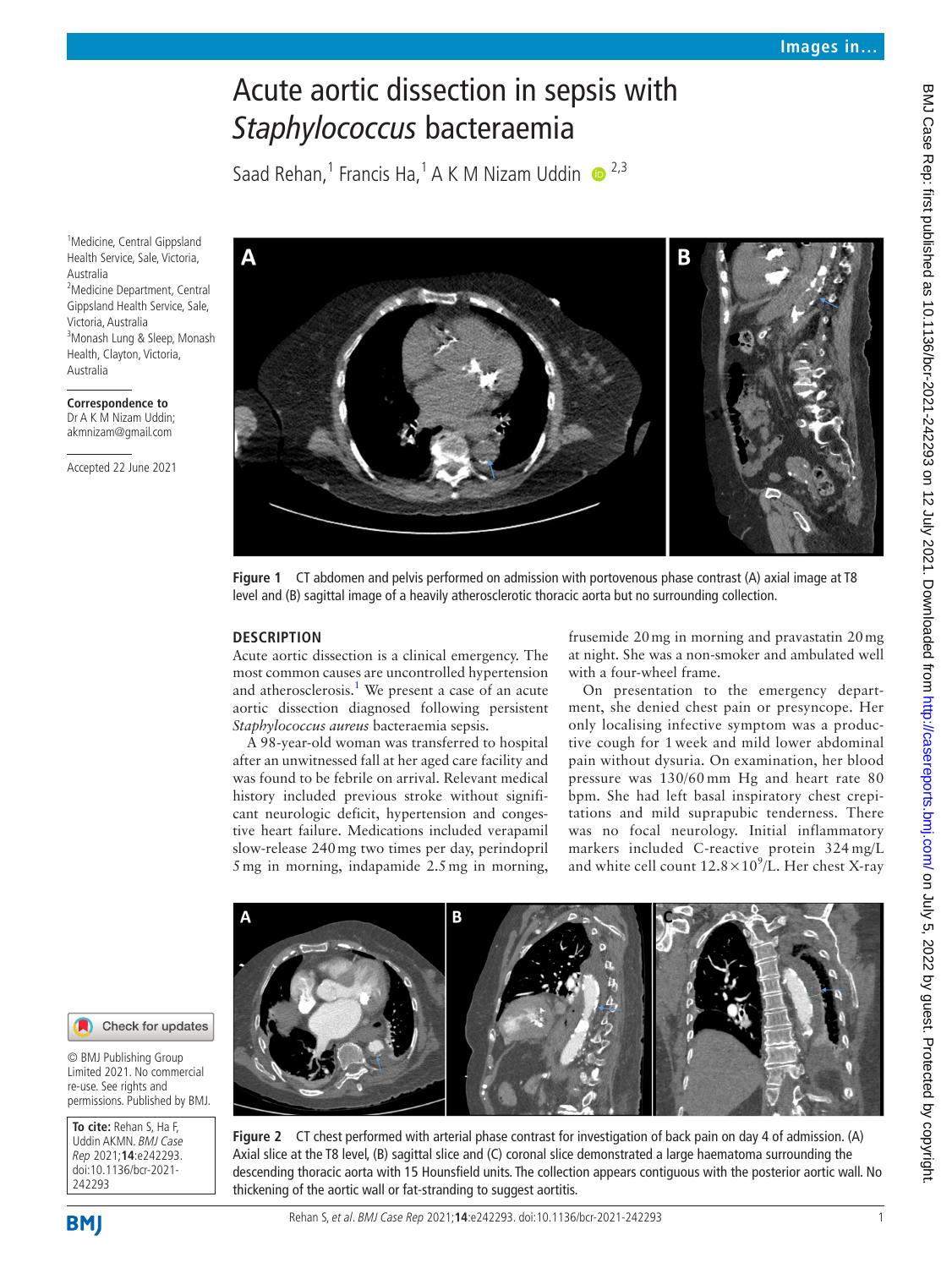# Acute aortic dissection in sepsis with *Staphylococcus* bacteraemia

Saad Rehan,[1] Francis Ha,[1] A K M Nizam Uddin [2,3]

[1]Medicine, Central Gippsland Health Service, Sale, Victoria, Australia
[2]Medicine Department, Central Gippsland Health Service, Sale, Victoria, Australia
[3]Monash Lung & Sleep, Monash Health, Clayton, Victoria, Australia

**Correspondence to**
Dr A K M Nizam Uddin; akmnizam@gmail.com

Accepted 22 June 2021

Figure 1 CT abdomen and pelvis performed on admission with portovenous phase contrast (A) axial image at T8 level and (B) sagittal image of a heavily atherosclerotic thoracic aorta but no surrounding collection.

## DESCRIPTION

Acute aortic dissection is a clinical emergency. The most common causes are uncontrolled hypertension and atherosclerosis.[1] We present a case of an acute aortic dissection diagnosed following persistent *Staphylococcus aureus* bacteraemia sepsis.

A 98-year-old woman was transferred to hospital after an unwitnessed fall at her aged care facility and was found to be febrile on arrival. Relevant medical history included previous stroke without significant neurologic deficit, hypertension and congestive heart failure. Medications included verapamil slow-release 240 mg two times per day, perindopril 5 mg in morning, indapamide 2.5 mg in morning, frusemide 20 mg in morning and pravastatin 20 mg at night. She was a non-smoker and ambulated well with a four-wheel frame.

On presentation to the emergency department, she denied chest pain or presyncope. Her only localising infective symptom was a productive cough for 1 week and mild lower abdominal pain without dysuria. On examination, her blood pressure was 130/60 mm Hg and heart rate 80 bpm. She had left basal inspiratory chest crepitations and mild suprapubic tenderness. There was no focal neurology. Initial inflammatory markers included C-reactive protein 324 mg/L and white cell count $12.8 \times 10^9$/L. Her chest X-ray

Figure 2 CT chest performed with arterial phase contrast for investigation of back pain on day 4 of admission. (A) Axial slice at the T8 level, (B) sagittal slice and (C) coronal slice demonstrated a large haematoma surrounding the descending thoracic aorta with 15 Hounsfield units. The collection appears contiguous with the posterior aortic wall. No thickening of the aortic wall or fat-stranding to suggest aortitis.

© BMJ Publishing Group Limited 2021. No commercial re-use. See rights and permissions. Published by BMJ.

**To cite:** Rehan S, Ha F, Uddin AKMN. *BMJ Case Rep* 2021;**14**:e242293. doi:10.1136/bcr-2021-242293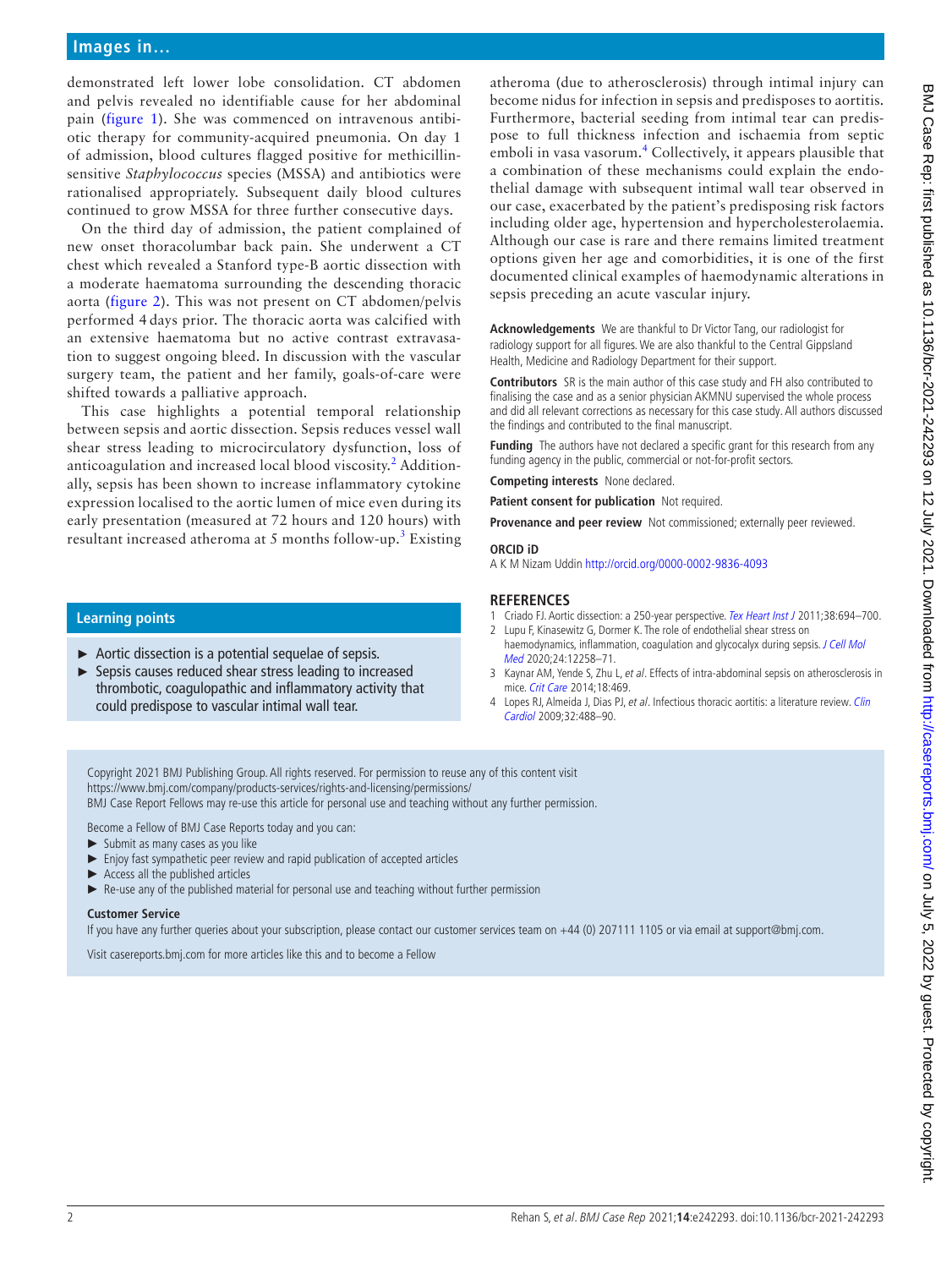demonstrated left lower lobe consolidation. CT abdomen and pelvis revealed no identifiable cause for her abdominal pain (figure 1). She was commenced on intravenous antibiotic therapy for community-acquired pneumonia. On day 1 of admission, blood cultures flagged positive for methicillin-sensitive *Staphylococcus* species (MSSA) and antibiotics were rationalised appropriately. Subsequent daily blood cultures continued to grow MSSA for three further consecutive days.

On the third day of admission, the patient complained of new onset thoracolumbar back pain. She underwent a CT chest which revealed a Stanford type-B aortic dissection with a moderate haematoma surrounding the descending thoracic aorta (figure 2). This was not present on CT abdomen/pelvis performed 4 days prior. The thoracic aorta was calcified with an extensive haematoma but no active contrast extravasation to suggest ongoing bleed. In discussion with the vascular surgery team, the patient and her family, goals-of-care were shifted towards a palliative approach.

This case highlights a potential temporal relationship between sepsis and aortic dissection. Sepsis reduces vessel wall shear stress leading to microcirculatory dysfunction, loss of anticoagulation and increased local blood viscosity.[2] Additionally, sepsis has been shown to increase inflammatory cytokine expression localised to the aortic lumen of mice even during its early presentation (measured at 72 hours and 120 hours) with resultant increased atheroma at 5 months follow-up.[3] Existing atheroma (due to atherosclerosis) through intimal injury can become nidus for infection in sepsis and predisposes to aortitis. Furthermore, bacterial seeding from intimal tear can predispose to full thickness infection and ischaemia from septic emboli in vasa vasorum.[4] Collectively, it appears plausible that a combination of these mechanisms could explain the endothelial damage with subsequent intimal wall tear observed in our case, exacerbated by the patient's predisposing risk factors including older age, hypertension and hypercholesterolaemia. Although our case is rare and there remains limited treatment options given her age and comorbidities, it is one of the first documented clinical examples of haemodynamic alterations in sepsis preceding an acute vascular injury.

## Learning points

- Aortic dissection is a potential sequelae of sepsis.
- Sepsis causes reduced shear stress leading to increased thrombotic, coagulopathic and inflammatory activity that could predispose to vascular intimal wall tear.

**Acknowledgements** We are thankful to Dr Victor Tang, our radiologist for radiology support for all figures. We are also thankful to the Central Gippsland Health, Medicine and Radiology Department for their support.

**Contributors** SR is the main author of this case study and FH also contributed to finalising the case and as a senior physician AKMNU supervised the whole process and did all relevant corrections as necessary for this case study. All authors discussed the findings and contributed to the final manuscript.

**Funding** The authors have not declared a specific grant for this research from any funding agency in the public, commercial or not-for-profit sectors.

**Competing interests** None declared.

**Patient consent for publication** Not required.

**Provenance and peer review** Not commissioned; externally peer reviewed.

**ORCID iD**

A K M Nizam Uddin http://orcid.org/0000-0002-9836-4093

## REFERENCES

1. Criado FJ. Aortic dissection: a 250-year perspective. *Tex Heart Inst J* 2011;38:694–700.
2. Lupu F, Kinasewitz G, Dormer K. The role of endothelial shear stress on haemodynamics, inflammation, coagulation and glycocalyx during sepsis. *J Cell Mol Med* 2020;24:12258–71.
3. Kaynar AM, Yende S, Zhu L, *et al*. Effects of intra-abdominal sepsis on atherosclerosis in mice. *Crit Care* 2014;18:469.
4. Lopes RJ, Almeida J, Dias PJ, *et al*. Infectious thoracic aortitis: a literature review. *Clin Cardiol* 2009;32:488–90.

Copyright 2021 BMJ Publishing Group. All rights reserved. For permission to reuse any of this content visit https://www.bmj.com/company/products-services/rights-and-licensing/permissions/
BMJ Case Report Fellows may re-use this article for personal use and teaching without any further permission.

Become a Fellow of BMJ Case Reports today and you can:

- Submit as many cases as you like
- Enjoy fast sympathetic peer review and rapid publication of accepted articles
- Access all the published articles
- Re-use any of the published material for personal use and teaching without further permission

**Customer Service**

If you have any further queries about your subscription, please contact our customer services team on +44 (0) 207111 1105 or via email at support@bmj.com.

Visit casereports.bmj.com for more articles like this and to become a Fellow